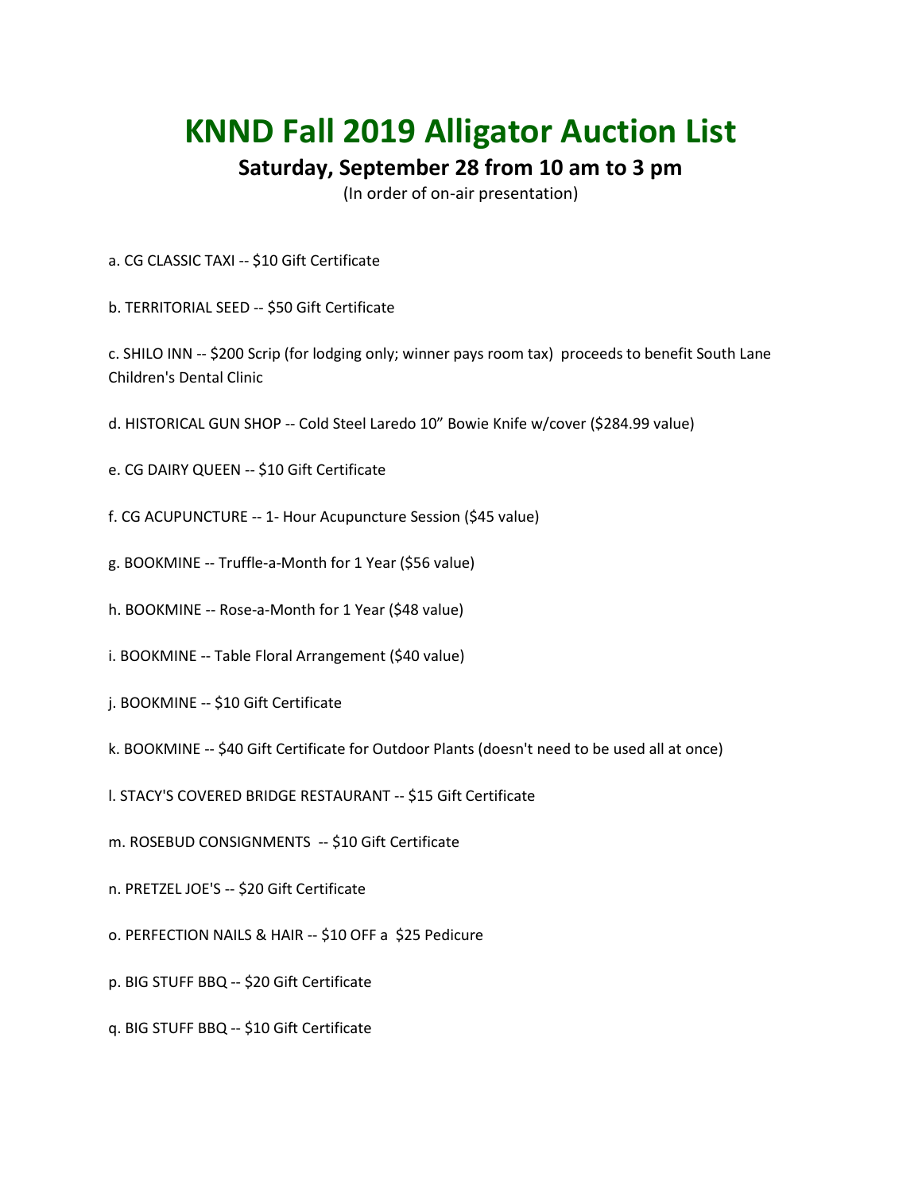# KNND Fall 2019 Alligator Auction List

## Saturday, September 28 from 10 am to 3 pm

(In order of on-air presentation)

a. CG CLASSIC TAXI -- $10 Gift Certificate

b. TERRITORIAL SEED -- $50 Gift Certificate

c. SHILO INN -- $200 Scrip (for lodging only; winner pays room tax) proceeds to benefit South Lane Children's Dental Clinic

d. HISTORICAL GUN SHOP -- Cold Steel Laredo 10" Bowie Knife w/cover ($284.99 value)

e. CG DAIRY QUEEN -- $10 Gift Certificate

f. CG ACUPUNCTURE -- 1- Hour Acupuncture Session ($45 value)

g. BOOKMINE -- Truffle-a-Month for 1 Year ($56 value)

h. BOOKMINE -- Rose-a-Month for 1 Year ($48 value)

i. BOOKMINE -- Table Floral Arrangement ($40 value)

j. BOOKMINE -- $10 Gift Certificate

k. BOOKMINE -- $40 Gift Certificate for Outdoor Plants (doesn't need to be used all at once)

l. STACY'S COVERED BRIDGE RESTAURANT -- $15 Gift Certificate

m. ROSEBUD CONSIGNMENTS -- $10 Gift Certificate

n. PRETZEL JOE'S -- $20 Gift Certificate

o. PERFECTION NAILS & HAIR -- $10 OFF a $25 Pedicure

p. BIG STUFF BBQ -- $20 Gift Certificate

q. BIG STUFF BBQ -- $10 Gift Certificate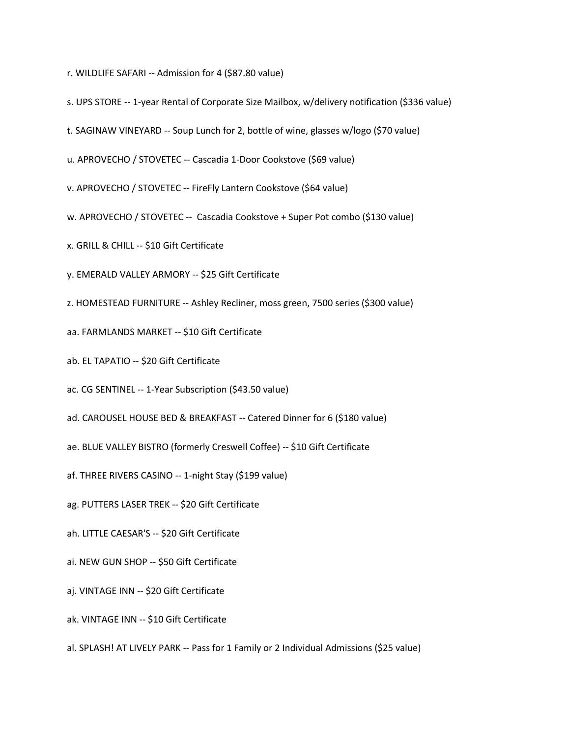r. WILDLIFE SAFARI -- Admission for 4 ($87.80 value)

s. UPS STORE -- 1-year Rental of Corporate Size Mailbox, w/delivery notification ($336 value)

t. SAGINAW VINEYARD -- Soup Lunch for 2, bottle of wine, glasses w/logo ($70 value)

u. APROVECHO / STOVETEC -- Cascadia 1-Door Cookstove ($69 value)

v. APROVECHO / STOVETEC -- FireFly Lantern Cookstove ($64 value)

w. APROVECHO / STOVETEC -- Cascadia Cookstove + Super Pot combo ($130 value)

x. GRILL & CHILL -- $10 Gift Certificate

y. EMERALD VALLEY ARMORY -- $25 Gift Certificate

z. HOMESTEAD FURNITURE -- Ashley Recliner, moss green, 7500 series ($300 value)

aa. FARMLANDS MARKET -- $10 Gift Certificate

ab. EL TAPATIO -- $20 Gift Certificate

ac. CG SENTINEL -- 1-Year Subscription ($43.50 value)

ad. CAROUSEL HOUSE BED & BREAKFAST -- Catered Dinner for 6 ($180 value)

ae. BLUE VALLEY BISTRO (formerly Creswell Coffee) -- $10 Gift Certificate

af. THREE RIVERS CASINO -- 1-night Stay ($199 value)

ag. PUTTERS LASER TREK -- $20 Gift Certificate

ah. LITTLE CAESAR'S -- $20 Gift Certificate

ai. NEW GUN SHOP -- $50 Gift Certificate

aj. VINTAGE INN -- $20 Gift Certificate

ak. VINTAGE INN -- $10 Gift Certificate

al. SPLASH! AT LIVELY PARK -- Pass for 1 Family or 2 Individual Admissions ($25 value)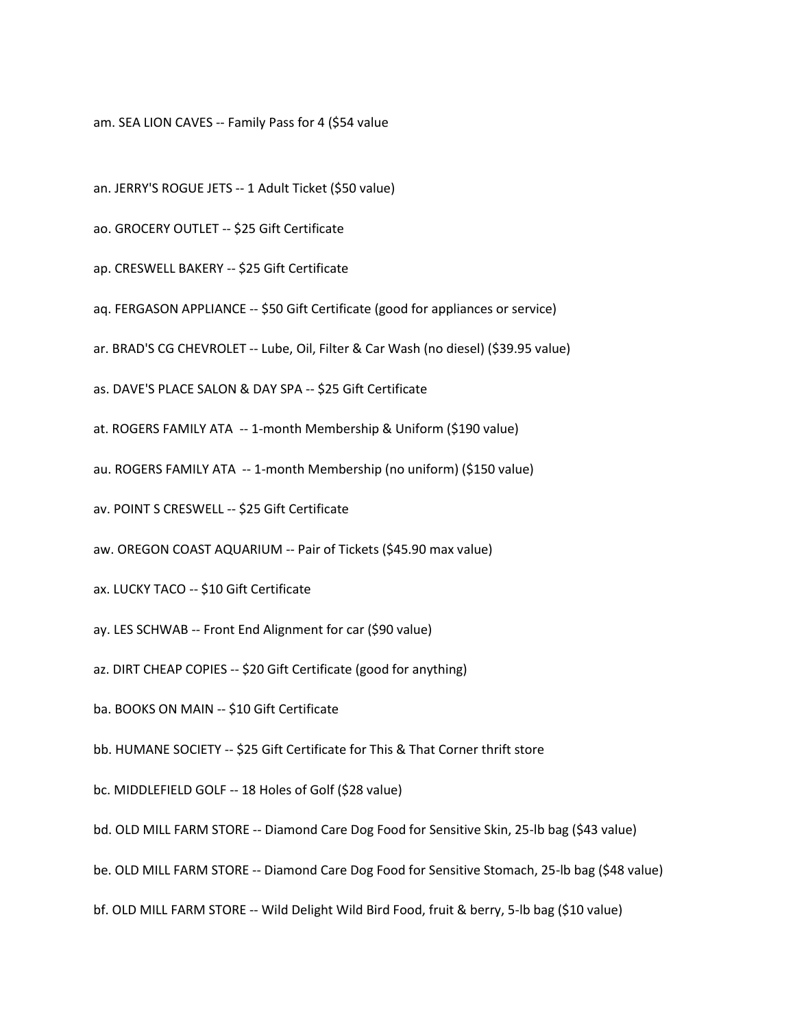am. SEA LION CAVES -- Family Pass for 4 ($54 value

an. JERRY'S ROGUE JETS -- 1 Adult Ticket ($50 value)

ao. GROCERY OUTLET -- $25 Gift Certificate

ap. CRESWELL BAKERY -- $25 Gift Certificate

aq. FERGASON APPLIANCE -- $50 Gift Certificate (good for appliances or service)

ar. BRAD'S CG CHEVROLET -- Lube, Oil, Filter & Car Wash (no diesel) ($39.95 value)

as. DAVE'S PLACE SALON & DAY SPA -- $25 Gift Certificate

at. ROGERS FAMILY ATA -- 1-month Membership & Uniform ($190 value)

au. ROGERS FAMILY ATA -- 1-month Membership (no uniform) ($150 value)

av. POINT S CRESWELL -- $25 Gift Certificate

aw. OREGON COAST AQUARIUM -- Pair of Tickets ($45.90 max value)

ax. LUCKY TACO -- $10 Gift Certificate

ay. LES SCHWAB -- Front End Alignment for car ($90 value)

az. DIRT CHEAP COPIES -- $20 Gift Certificate (good for anything)

ba. BOOKS ON MAIN -- $10 Gift Certificate

bb. HUMANE SOCIETY -- $25 Gift Certificate for This & That Corner thrift store

bc. MIDDLEFIELD GOLF -- 18 Holes of Golf ($28 value)

bd. OLD MILL FARM STORE -- Diamond Care Dog Food for Sensitive Skin, 25-lb bag ($43 value)

be. OLD MILL FARM STORE -- Diamond Care Dog Food for Sensitive Stomach, 25-lb bag ($48 value)

bf. OLD MILL FARM STORE -- Wild Delight Wild Bird Food, fruit & berry, 5-lb bag ($10 value)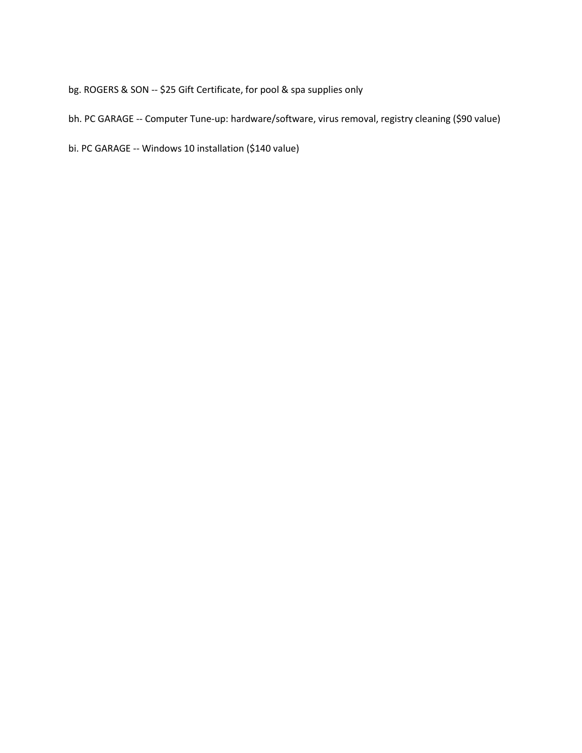bg. ROGERS & SON -- $25 Gift Certificate, for pool & spa supplies only

bh. PC GARAGE -- Computer Tune-up: hardware/software, virus removal, registry cleaning ($90 value)

bi. PC GARAGE -- Windows 10 installation ($140 value)